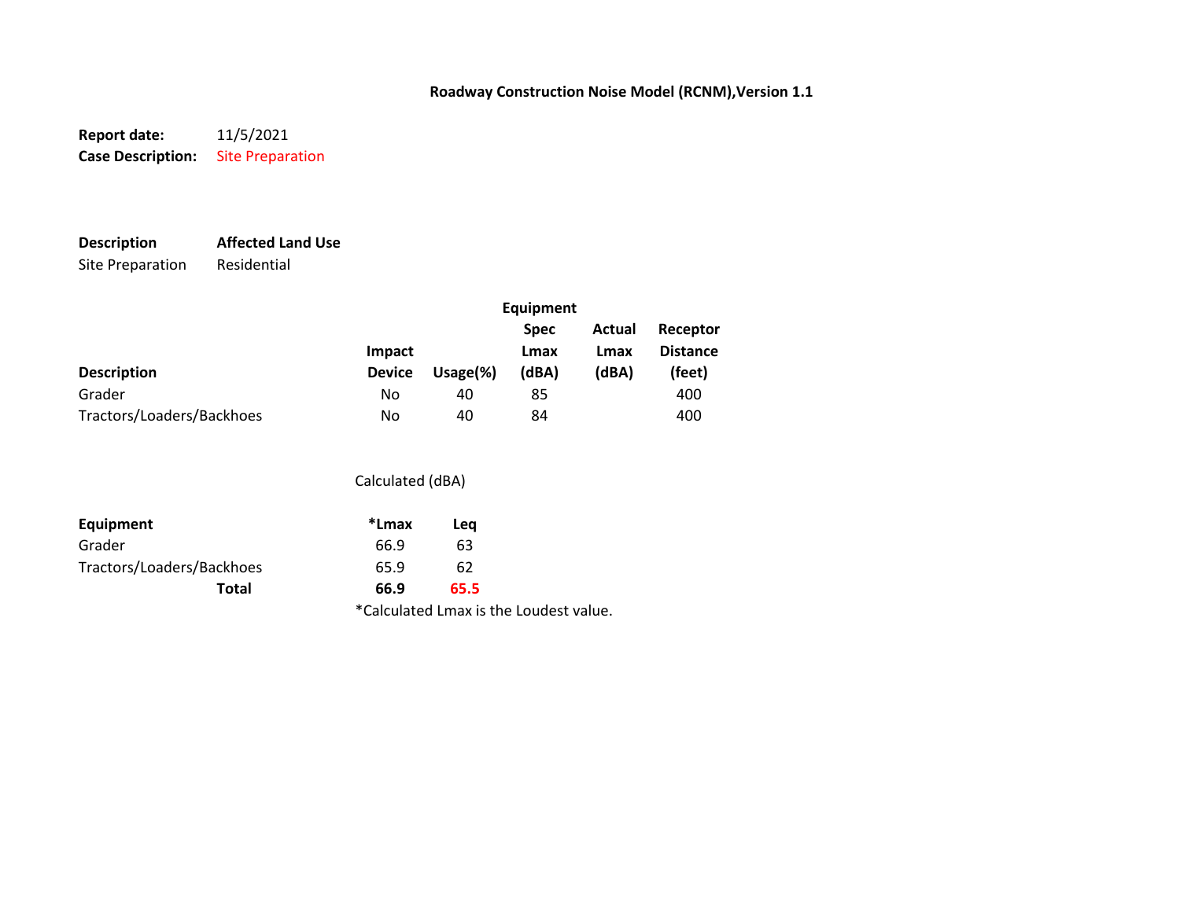# Roadway Construction Noise Model (RCNM),Version 1.1

**Report date:** 11/5/2021
**Case Description:** Site Preparation

| **Description** | **Affected Land Use** |
|---|---|
| Site Preparation | Residential |

| **Description** | **Impact Device** | **Usage(%)** | **Equipment Spec Lmax (dBA)** | **Actual Lmax (dBA)** | **Receptor Distance (feet)** |
|---|---|---|---|---|---|
| Grader | No | 40 | 85 | | 400 |
| Tractors/Loaders/Backhoes | No | 40 | 84 | | 400 |

Calculated (dBA)

| **Equipment** | ***Lmax** | **Leq** |
|---|---|---|
| Grader | 66.9 | 63 |
| Tractors/Loaders/Backhoes | 65.9 | 62 |
| **Total** | **66.9** | **65.5** |

*Calculated Lmax is the Loudest value.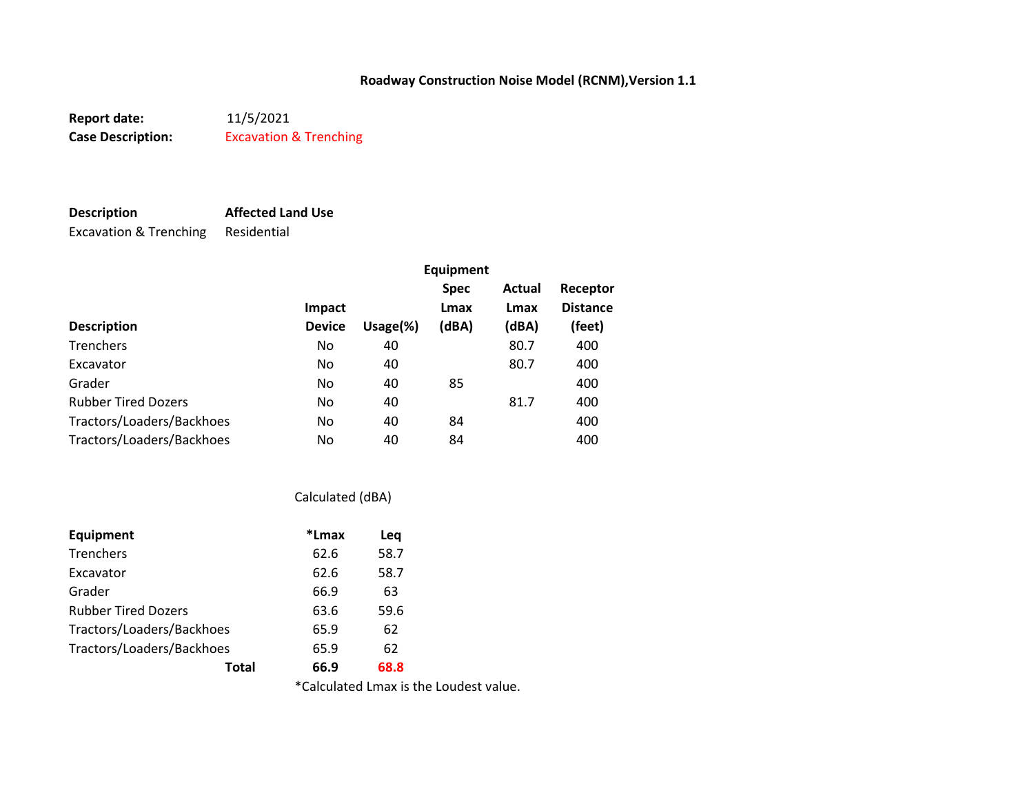**Roadway Construction Noise Model (RCNM),Version 1.1**

**Report date:** 11/5/2021
**Case Description:** Excavation & Trenching

| **Description** | **Affected Land Use** |
| --- | --- |
| Excavation & Trenching | Residential |

| **Description** | **Impact Device** | **Usage(%)** | **Equipment Spec Lmax (dBA)** | **Actual Lmax (dBA)** | **Receptor Distance (feet)** |
| --- | --- | --- | --- | --- | --- |
| Trenchers | No | 40 | | 80.7 | 400 |
| Excavator | No | 40 | | 80.7 | 400 |
| Grader | No | 40 | 85 | | 400 |
| Rubber Tired Dozers | No | 40 | | 81.7 | 400 |
| Tractors/Loaders/Backhoes | No | 40 | 84 | | 400 |
| Tractors/Loaders/Backhoes | No | 40 | 84 | | 400 |

Calculated (dBA)

| **Equipment** | **\*Lmax** | **Leq** |
| --- | --- | --- |
| Trenchers | 62.6 | 58.7 |
| Excavator | 62.6 | 58.7 |
| Grader | 66.9 | 63 |
| Rubber Tired Dozers | 63.6 | 59.6 |
| Tractors/Loaders/Backhoes | 65.9 | 62 |
| Tractors/Loaders/Backhoes | 65.9 | 62 |
| **Total** | **66.9** | **68.8** |

*Calculated Lmax is the Loudest value.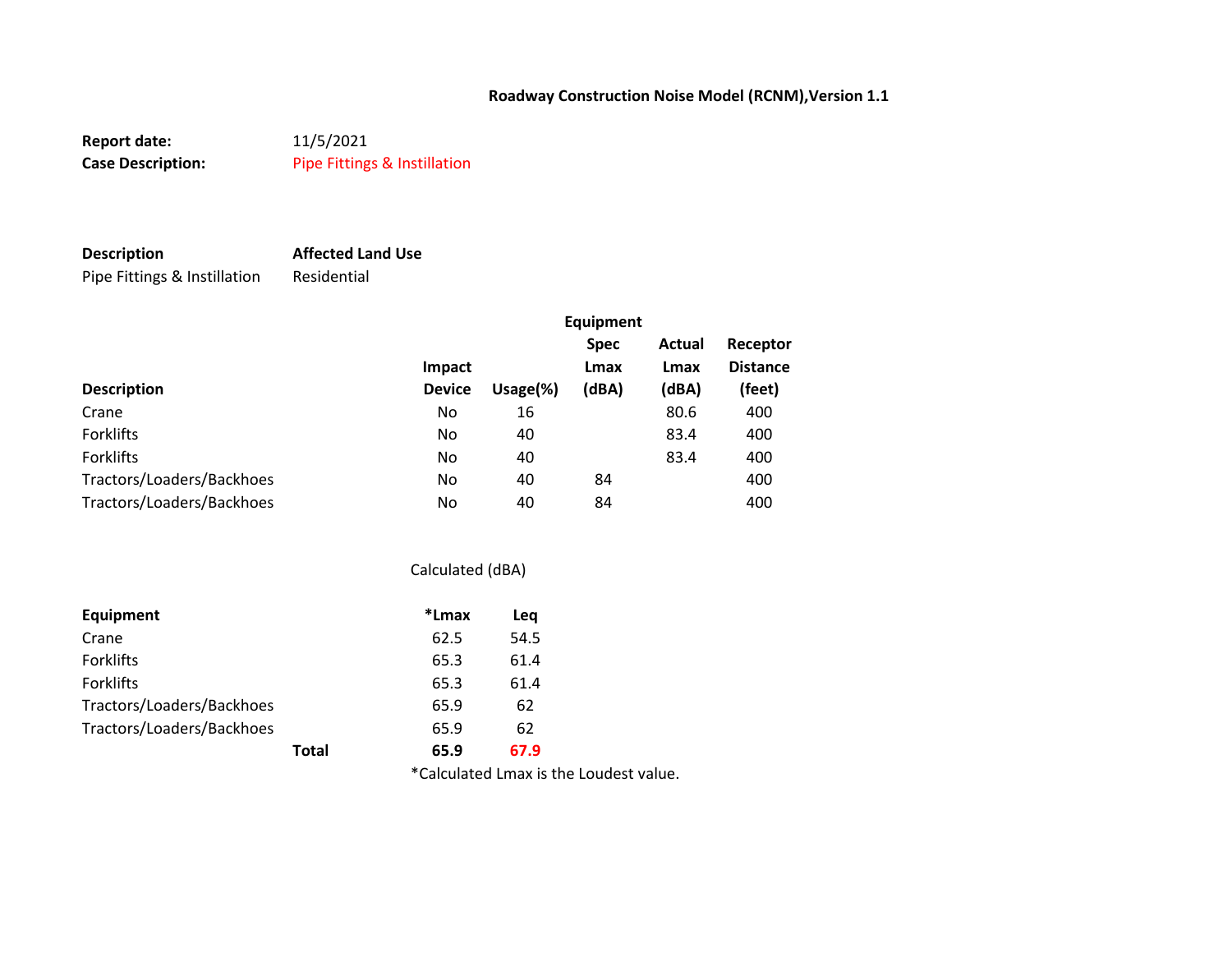# Roadway Construction Noise Model (RCNM),Version 1.1

**Report date:** 11/5/2021
**Case Description:** Pipe Fittings & Instillation

| **Description** | **Affected Land Use** |
|---|---|
| Pipe Fittings & Instillation | Residential |

| Description | Impact Device | Usage(%) | Equipment Spec Lmax (dBA) | Actual Lmax (dBA) | Receptor Distance (feet) |
|---|---|---|---|---|---|
| Crane | No | 16 | | 80.6 | 400 |
| Forklifts | No | 40 | | 83.4 | 400 |
| Forklifts | No | 40 | | 83.4 | 400 |
| Tractors/Loaders/Backhoes | No | 40 | 84 | | 400 |
| Tractors/Loaders/Backhoes | No | 40 | 84 | | 400 |

Calculated (dBA)

| Equipment | | *Lmax | Leq |
|---|---|---|---|
| Crane | | 62.5 | 54.5 |
| Forklifts | | 65.3 | 61.4 |
| Forklifts | | 65.3 | 61.4 |
| Tractors/Loaders/Backhoes | | 65.9 | 62 |
| Tractors/Loaders/Backhoes | | 65.9 | 62 |
| | **Total** | **65.9** | **67.9** |

*Calculated Lmax is the Loudest value.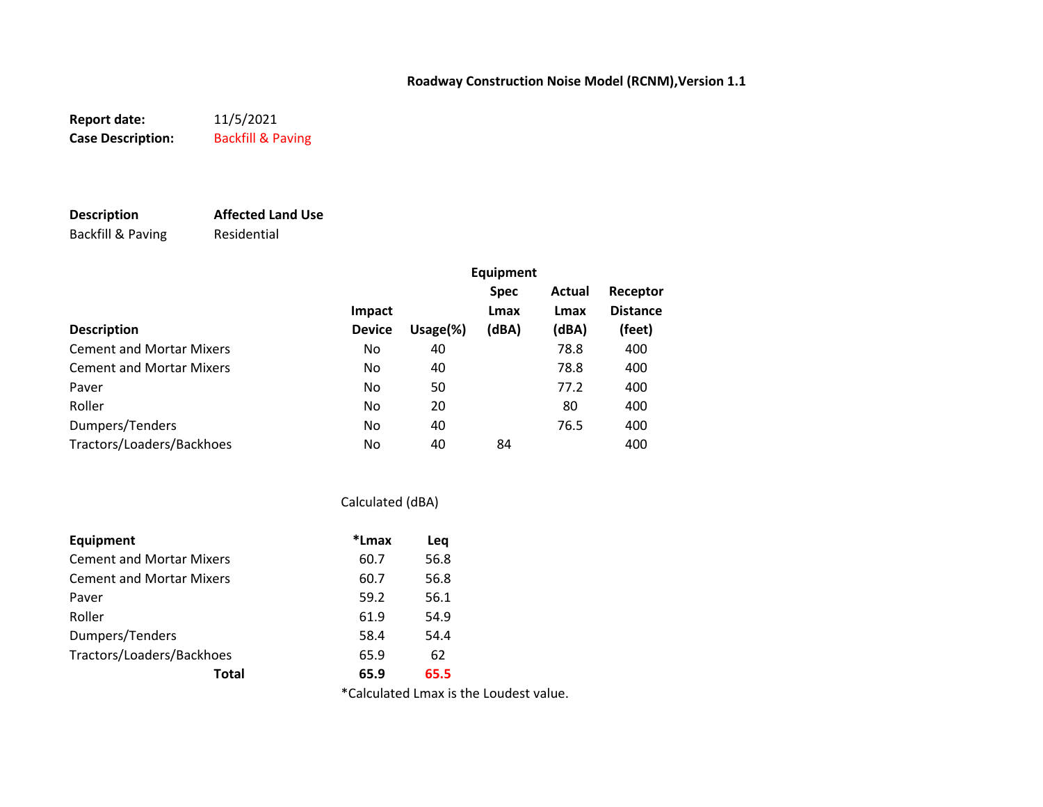# Roadway Construction Noise Model (RCNM),Version 1.1

**Report date:** 11/5/2021
**Case Description:** Backfill & Paving

| **Description** | **Affected Land Use** |
|---|---|
| Backfill & Paving | Residential |

| **Description** | **Impact Device** | **Usage(%)** | **Equipment Spec Lmax (dBA)** | **Actual Lmax (dBA)** | **Receptor Distance (feet)** |
|---|---|---|---|---|---|
| Cement and Mortar Mixers | No | 40 | | 78.8 | 400 |
| Cement and Mortar Mixers | No | 40 | | 78.8 | 400 |
| Paver | No | 50 | | 77.2 | 400 |
| Roller | No | 20 | | 80 | 400 |
| Dumpers/Tenders | No | 40 | | 76.5 | 400 |
| Tractors/Loaders/Backhoes | No | 40 | 84 | | 400 |

Calculated (dBA)

| **Equipment** | ***Lmax** | **Leq** |
|---|---|---|
| Cement and Mortar Mixers | 60.7 | 56.8 |
| Cement and Mortar Mixers | 60.7 | 56.8 |
| Paver | 59.2 | 56.1 |
| Roller | 61.9 | 54.9 |
| Dumpers/Tenders | 58.4 | 54.4 |
| Tractors/Loaders/Backhoes | 65.9 | 62 |
| **Total** | **65.9** | **65.5** |

*Calculated Lmax is the Loudest value.